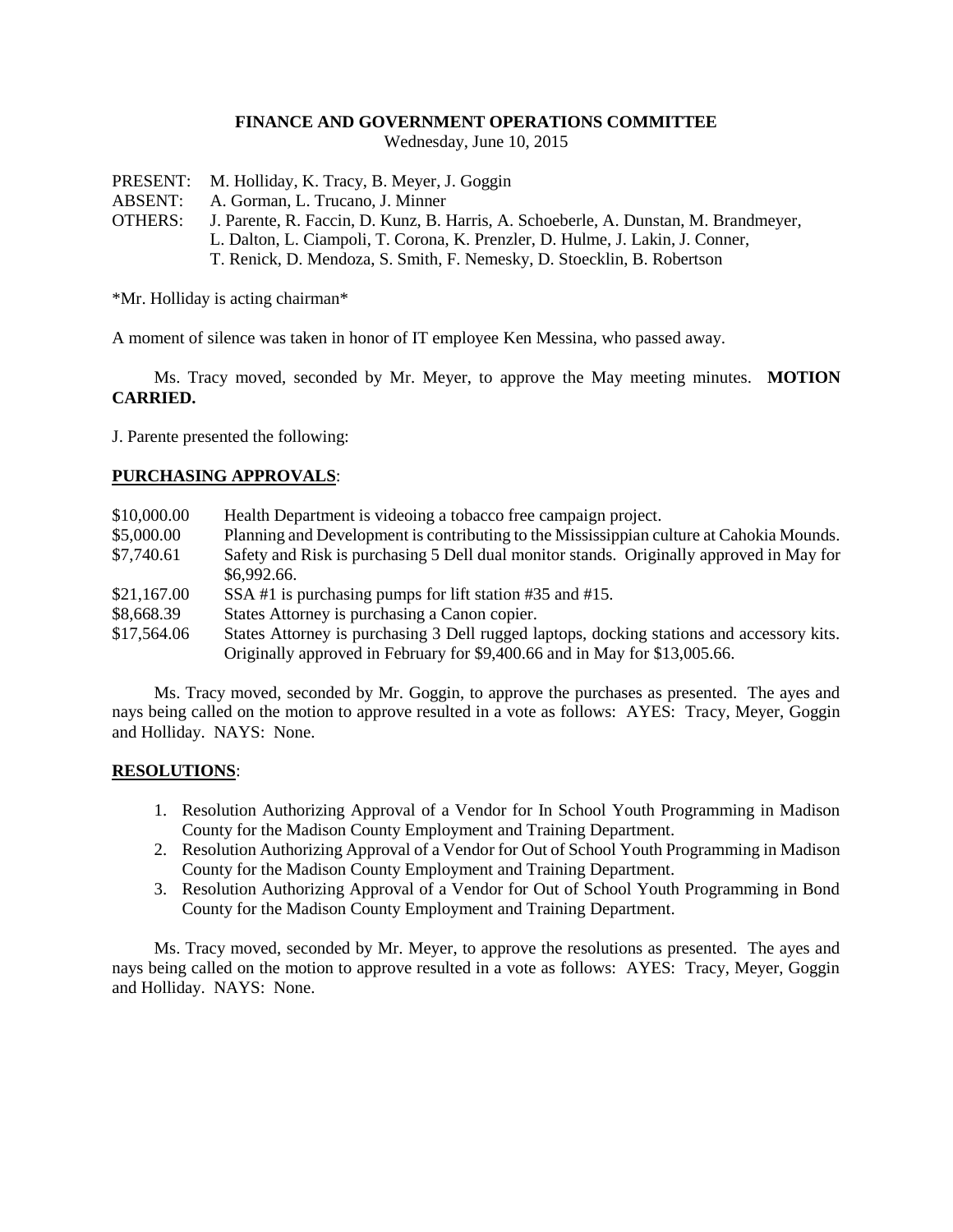# FINANCE AND GOVERNMENT OPERATIONS COMMITTEE

Wednesday, June 10, 2015

PRESENT: M. Holliday, K. Tracy, B. Meyer, J. Goggin
ABSENT: A. Gorman, L. Trucano, J. Minner
OTHERS: J. Parente, R. Faccin, D. Kunz, B. Harris, A. Schoeberle, A. Dunstan, M. Brandmeyer, L. Dalton, L. Ciampoli, T. Corona, K. Prenzler, D. Hulme, J. Lakin, J. Conner, T. Renick, D. Mendoza, S. Smith, F. Nemesky, D. Stoecklin, B. Robertson

*Mr. Holliday is acting chairman*

A moment of silence was taken in honor of IT employee Ken Messina, who passed away.

Ms. Tracy moved, seconded by Mr. Meyer, to approve the May meeting minutes. **MOTION CARRIED.**

J. Parente presented the following:

## PURCHASING APPROVALS:

| | |
|---|---|
| \$10,000.00 | Health Department is videoing a tobacco free campaign project. |
| \$5,000.00 | Planning and Development is contributing to the Mississippian culture at Cahokia Mounds. |
| \$7,740.61 | Safety and Risk is purchasing 5 Dell dual monitor stands. Originally approved in May for \$6,992.66. |
| \$21,167.00 | SSA #1 is purchasing pumps for lift station #35 and #15. |
| \$8,668.39 | States Attorney is purchasing a Canon copier. |
| \$17,564.06 | States Attorney is purchasing 3 Dell rugged laptops, docking stations and accessory kits. Originally approved in February for \$9,400.66 and in May for \$13,005.66. |

Ms. Tracy moved, seconded by Mr. Goggin, to approve the purchases as presented. The ayes and nays being called on the motion to approve resulted in a vote as follows: AYES: Tracy, Meyer, Goggin and Holliday. NAYS: None.

## RESOLUTIONS:

1. Resolution Authorizing Approval of a Vendor for In School Youth Programming in Madison County for the Madison County Employment and Training Department.
2. Resolution Authorizing Approval of a Vendor for Out of School Youth Programming in Madison County for the Madison County Employment and Training Department.
3. Resolution Authorizing Approval of a Vendor for Out of School Youth Programming in Bond County for the Madison County Employment and Training Department.

Ms. Tracy moved, seconded by Mr. Meyer, to approve the resolutions as presented. The ayes and nays being called on the motion to approve resulted in a vote as follows: AYES: Tracy, Meyer, Goggin and Holliday. NAYS: None.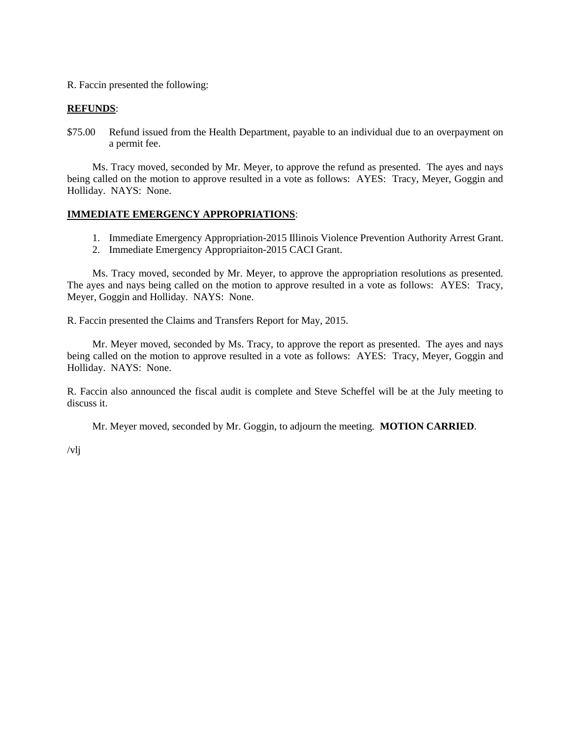R. Faccin presented the following:

**REFUNDS**:

$75.00 Refund issued from the Health Department, payable to an individual due to an overpayment on a permit fee.

Ms. Tracy moved, seconded by Mr. Meyer, to approve the refund as presented. The ayes and nays being called on the motion to approve resulted in a vote as follows: AYES: Tracy, Meyer, Goggin and Holliday. NAYS: None.

**IMMEDIATE EMERGENCY APPROPRIATIONS**:

1. Immediate Emergency Appropriation-2015 Illinois Violence Prevention Authority Arrest Grant.
2. Immediate Emergency Appropriaiton-2015 CACI Grant.

Ms. Tracy moved, seconded by Mr. Meyer, to approve the appropriation resolutions as presented. The ayes and nays being called on the motion to approve resulted in a vote as follows: AYES: Tracy, Meyer, Goggin and Holliday. NAYS: None.

R. Faccin presented the Claims and Transfers Report for May, 2015.

Mr. Meyer moved, seconded by Ms. Tracy, to approve the report as presented. The ayes and nays being called on the motion to approve resulted in a vote as follows: AYES: Tracy, Meyer, Goggin and Holliday. NAYS: None.

R. Faccin also announced the fiscal audit is complete and Steve Scheffel will be at the July meeting to discuss it.

Mr. Meyer moved, seconded by Mr. Goggin, to adjourn the meeting. **MOTION CARRIED**.

/vlj